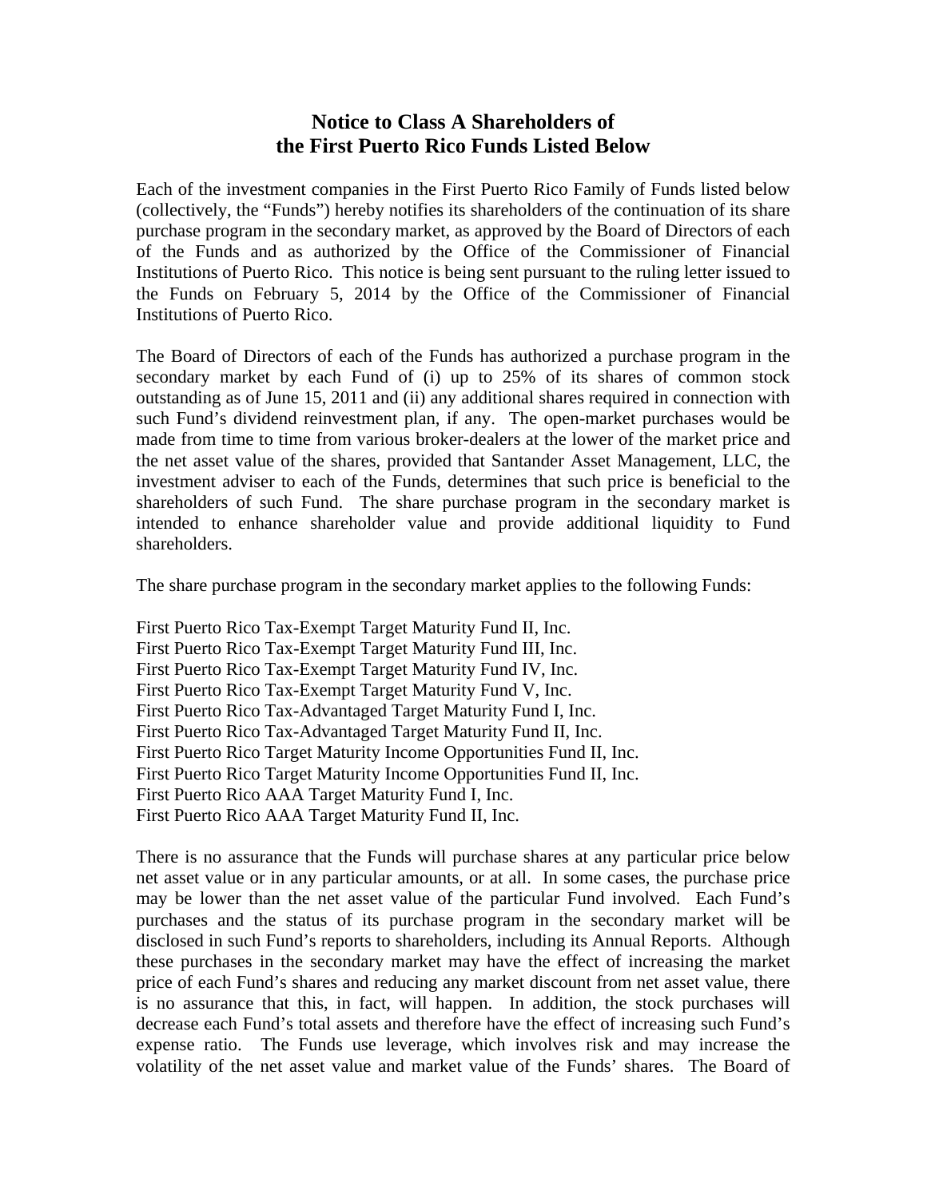# Notice to Class A Shareholders of the First Puerto Rico Funds Listed Below

Each of the investment companies in the First Puerto Rico Family of Funds listed below (collectively, the "Funds") hereby notifies its shareholders of the continuation of its share purchase program in the secondary market, as approved by the Board of Directors of each of the Funds and as authorized by the Office of the Commissioner of Financial Institutions of Puerto Rico. This notice is being sent pursuant to the ruling letter issued to the Funds on February 5, 2014 by the Office of the Commissioner of Financial Institutions of Puerto Rico.

The Board of Directors of each of the Funds has authorized a purchase program in the secondary market by each Fund of (i) up to 25% of its shares of common stock outstanding as of June 15, 2011 and (ii) any additional shares required in connection with such Fund's dividend reinvestment plan, if any. The open-market purchases would be made from time to time from various broker-dealers at the lower of the market price and the net asset value of the shares, provided that Santander Asset Management, LLC, the investment adviser to each of the Funds, determines that such price is beneficial to the shareholders of such Fund. The share purchase program in the secondary market is intended to enhance shareholder value and provide additional liquidity to Fund shareholders.

The share purchase program in the secondary market applies to the following Funds:

First Puerto Rico Tax-Exempt Target Maturity Fund II, Inc.
First Puerto Rico Tax-Exempt Target Maturity Fund III, Inc.
First Puerto Rico Tax-Exempt Target Maturity Fund IV, Inc.
First Puerto Rico Tax-Exempt Target Maturity Fund V, Inc.
First Puerto Rico Tax-Advantaged Target Maturity Fund I, Inc.
First Puerto Rico Tax-Advantaged Target Maturity Fund II, Inc.
First Puerto Rico Target Maturity Income Opportunities Fund II, Inc.
First Puerto Rico Target Maturity Income Opportunities Fund II, Inc.
First Puerto Rico AAA Target Maturity Fund I, Inc.
First Puerto Rico AAA Target Maturity Fund II, Inc.

There is no assurance that the Funds will purchase shares at any particular price below net asset value or in any particular amounts, or at all. In some cases, the purchase price may be lower than the net asset value of the particular Fund involved. Each Fund's purchases and the status of its purchase program in the secondary market will be disclosed in such Fund's reports to shareholders, including its Annual Reports. Although these purchases in the secondary market may have the effect of increasing the market price of each Fund's shares and reducing any market discount from net asset value, there is no assurance that this, in fact, will happen. In addition, the stock purchases will decrease each Fund's total assets and therefore have the effect of increasing such Fund's expense ratio. The Funds use leverage, which involves risk and may increase the volatility of the net asset value and market value of the Funds' shares. The Board of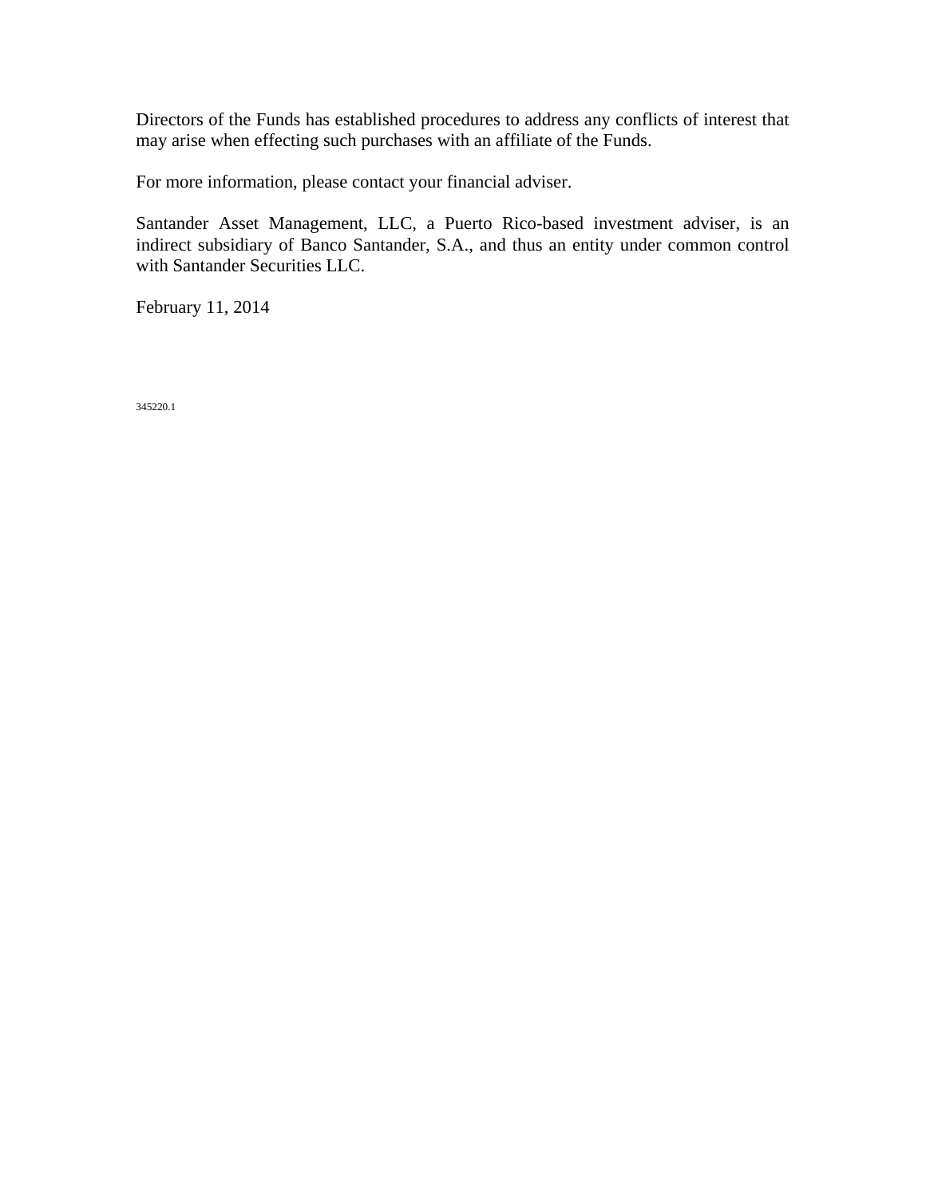Directors of the Funds has established procedures to address any conflicts of interest that may arise when effecting such purchases with an affiliate of the Funds.

For more information, please contact your financial adviser.

Santander Asset Management, LLC, a Puerto Rico-based investment adviser, is an indirect subsidiary of Banco Santander, S.A., and thus an entity under common control with Santander Securities LLC.

February 11, 2014

345220.1